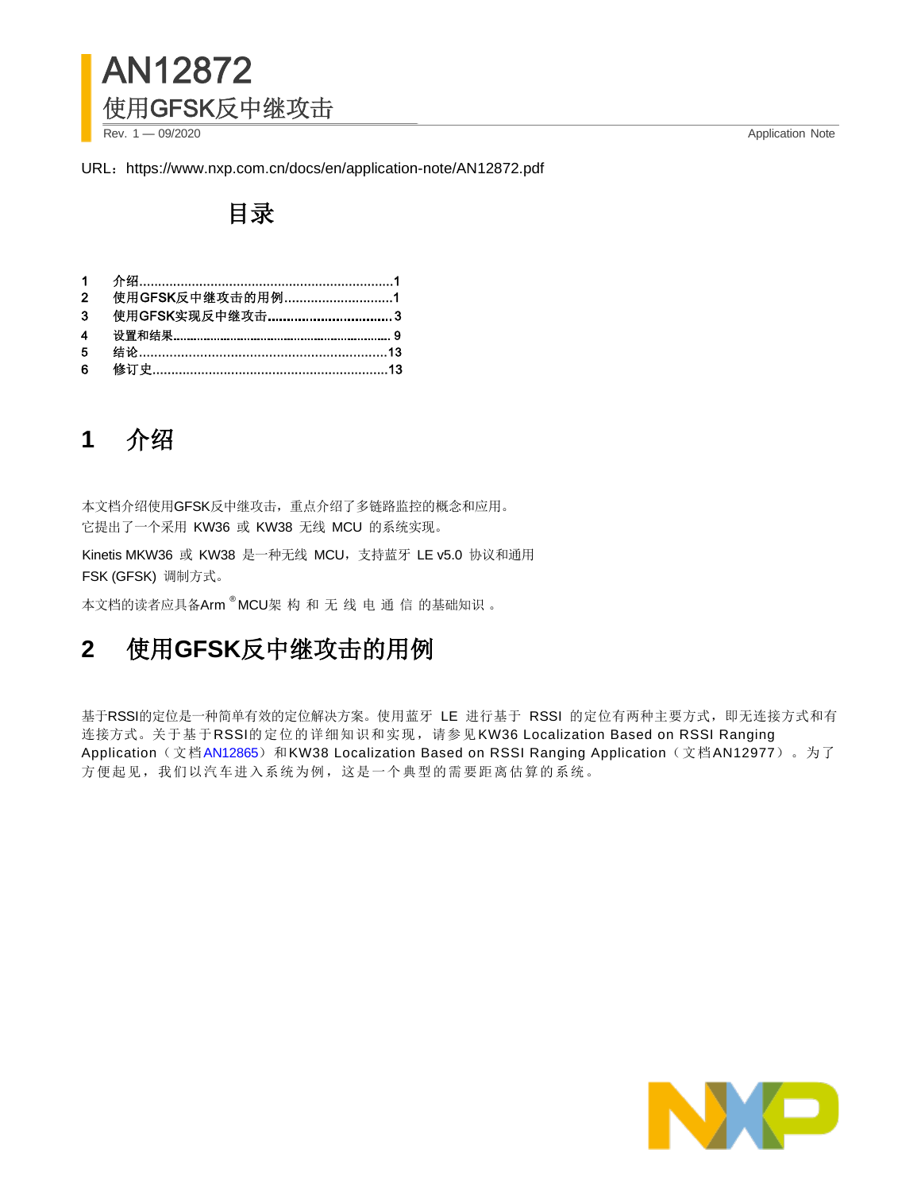# AN12872

## 使用GFSK反中继攻击

Rev. 1 — 09/2020 Application Note

URL：https://www.nxp.com.cn/docs/en/application-note/AN12872.pdf

### 目录

| | | |
|---|---|---|
| 1 | 介绍 | 1 |
| 2 | 使用GFSK反中继攻击的用例 | 1 |
| 3 | 使用GFSK实现反中继攻击 | 3 |
| 4 | 设置和结果 | 9 |
| 5 | 结论 | 13 |
| 6 | 修订史 | 13 |

## 1 介绍

本文档介绍使用GFSK反中继攻击，重点介绍了多链路监控的概念和应用。它提出了一个采用 KW36 或 KW38 无线 MCU 的系统实现。

Kinetis MKW36 或 KW38 是一种无线 MCU，支持蓝牙 LE v5.0 协议和通用 FSK (GFSK) 调制方式。

本文档的读者应具备Arm®MCU架构和无线电通信的基础知识。

## 2 使用GFSK反中继攻击的用例

基于RSSI的定位是一种简单有效的定位解决方案。使用蓝牙 LE 进行基于 RSSI 的定位有两种主要方式，即无连接方式和有连接方式。关于基于RSSI的定位的详细知识和实现，请参见KW36 Localization Based on RSSI Ranging Application（文档AN12865）和KW38 Localization Based on RSSI Ranging Application（文档AN12977）。为了方便起见，我们以汽车进入系统为例，这是一个典型的需要距离估算的系统。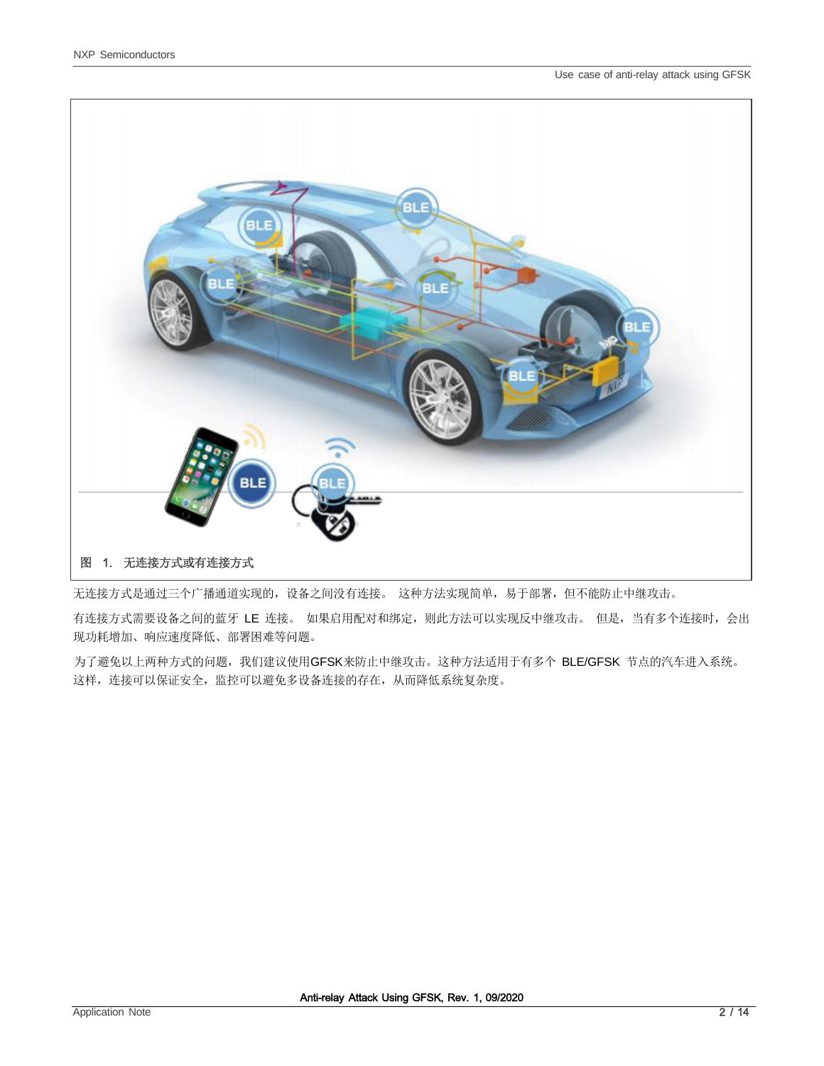图 1. 无连接方式或有连接方式

无连接方式是通过三个广播通道实现的，设备之间没有连接。 这种方法实现简单，易于部署，但不能防止中继攻击。

有连接方式需要设备之间的蓝牙 LE 连接。 如果启用配对和绑定，则此方法可以实现反中继攻击。 但是，当有多个连接时，会出现功耗增加、响应速度降低、部署困难等问题。

为了避免以上两种方式的问题，我们建议使用GFSK来防止中继攻击。这种方法适用于有多个 BLE/GFSK 节点的汽车进入系统。这样，连接可以保证安全，监控可以避免多设备连接的存在，从而降低系统复杂度。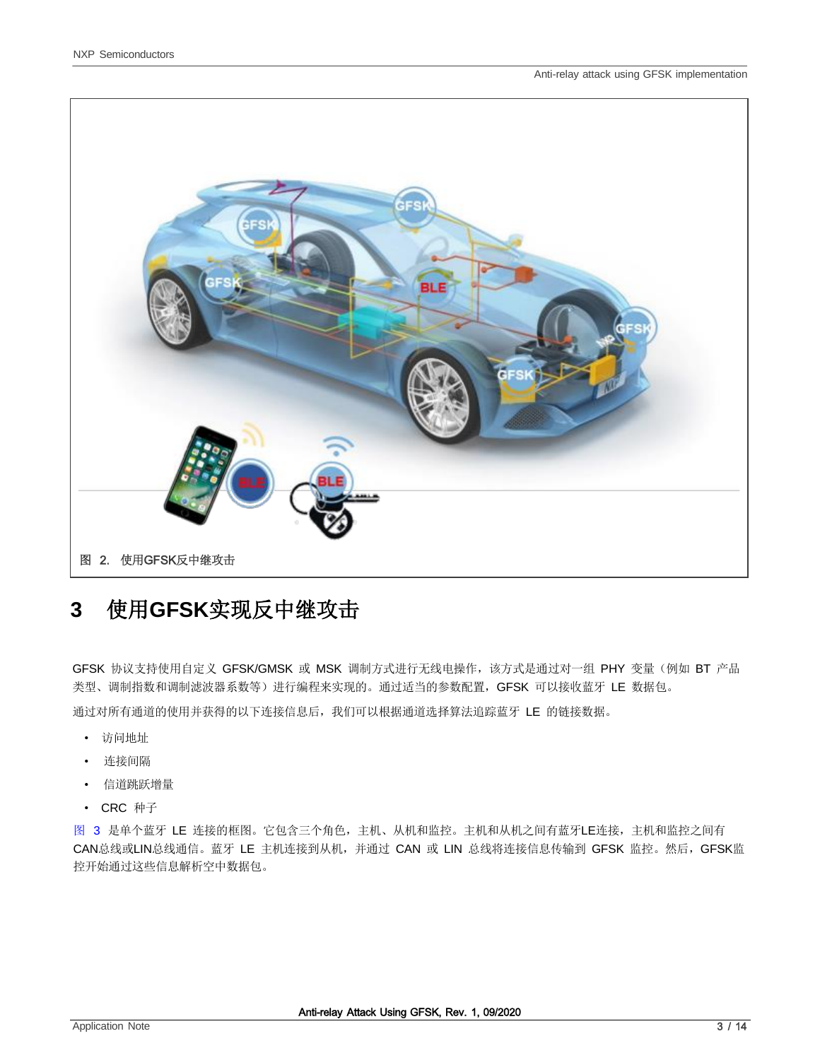图 2. 使用GFSK反中继攻击

## 3 使用GFSK实现反中继攻击

GFSK 协议支持使用自定义 GFSK/GMSK 或 MSK 调制方式进行无线电操作，该方式是通过对一组 PHY 变量（例如 BT 产品类型、调制指数和调制滤波器系数等）进行编程来实现的。通过适当的参数配置，GFSK 可以接收蓝牙 LE 数据包。

通过对所有通道的使用并获得的以下连接信息后，我们可以根据通道选择算法追踪蓝牙 LE 的链接数据。

- 访问地址
- 连接间隔
- 信道跳跃增量
- CRC 种子

图 3 是单个蓝牙 LE 连接的框图。它包含三个角色，主机、从机和监控。主机和从机之间有蓝牙LE连接，主机和监控之间有CAN总线或LIN总线通信。蓝牙 LE 主机连接到从机，并通过 CAN 或 LIN 总线将连接信息传输到 GFSK 监控。然后，GFSK监控开始通过这些信息解析空中数据包。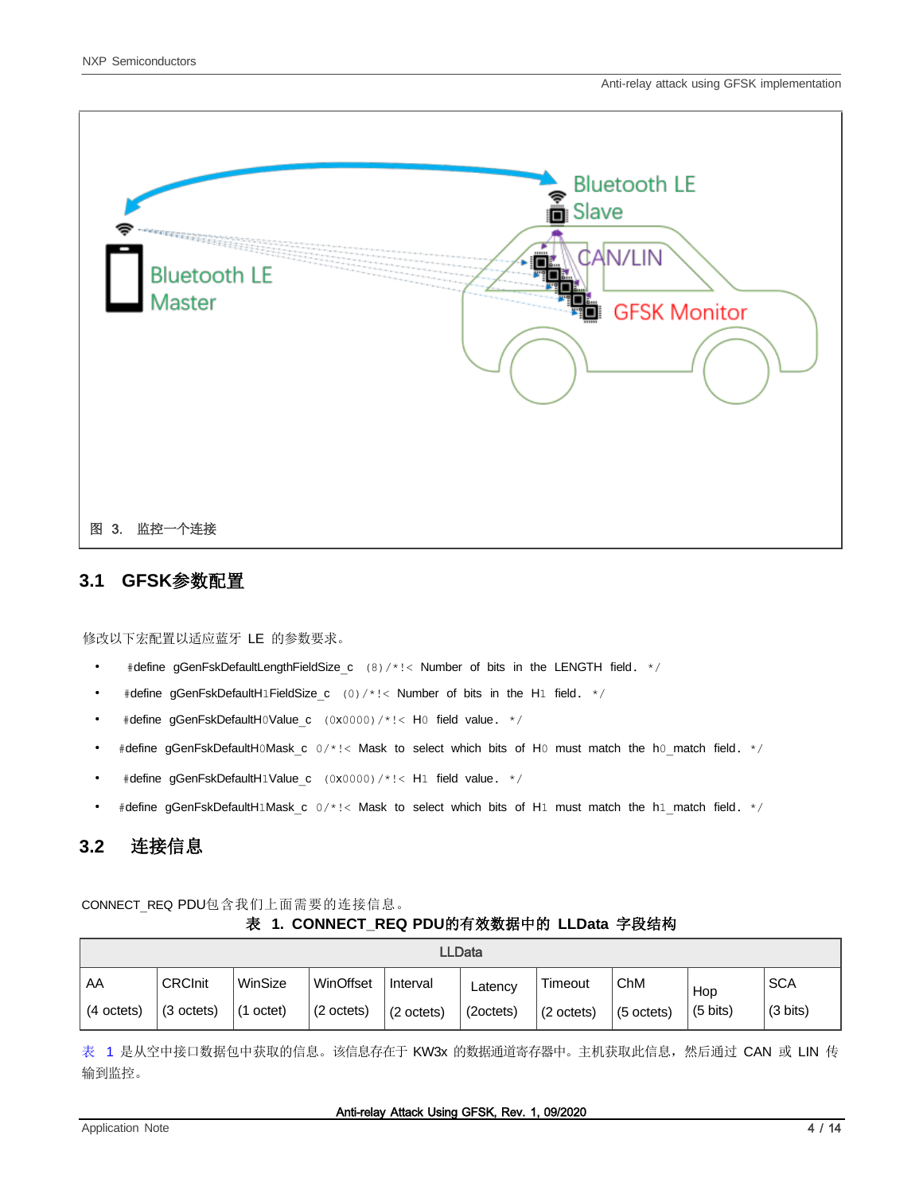图 3. 监控一个连接

## 3.1 GFSK参数配置

修改以下宏配置以适应蓝牙 LE 的参数要求。

- #define gGenFskDefaultLengthFieldSize_c (8)/*!< Number of bits in the LENGTH field. */
- #define gGenFskDefaultH1FieldSize_c (0)/*!< Number of bits in the H1 field. */
- #define gGenFskDefaultH0Value_c (0x0000)/*!< H0 field value. */
- #define gGenFskDefaultH0Mask_c 0/*!< Mask to select which bits of H0 must match the h0_match field. */
- #define gGenFskDefaultH1Value_c (0x0000)/*!< H1 field value. */
- #define gGenFskDefaultH1Mask_c 0/*!< Mask to select which bits of H1 must match the h1_match field. */

## 3.2 连接信息

CONNECT_REQ PDU包含我们上面需要的连接信息。

**表 1. CONNECT_REQ PDU的有效数据中的 LLData 字段结构**

| LLData | | | | | | | | | |
|---|---|---|---|---|---|---|---|---|---|
| AA (4 octets) | CRCInit (3 octets) | WinSize (1 octet) | WinOffset (2 octets) | Interval (2 octets) | Latency (2octets) | Timeout (2 octets) | ChM (5 octets) | Hop (5 bits) | SCA (3 bits) |

表 1 是从空中接口数据包中获取的信息。该信息存在于 KW3x 的数据通道寄存器中。主机获取此信息，然后通过 CAN 或 LIN 传输到监控。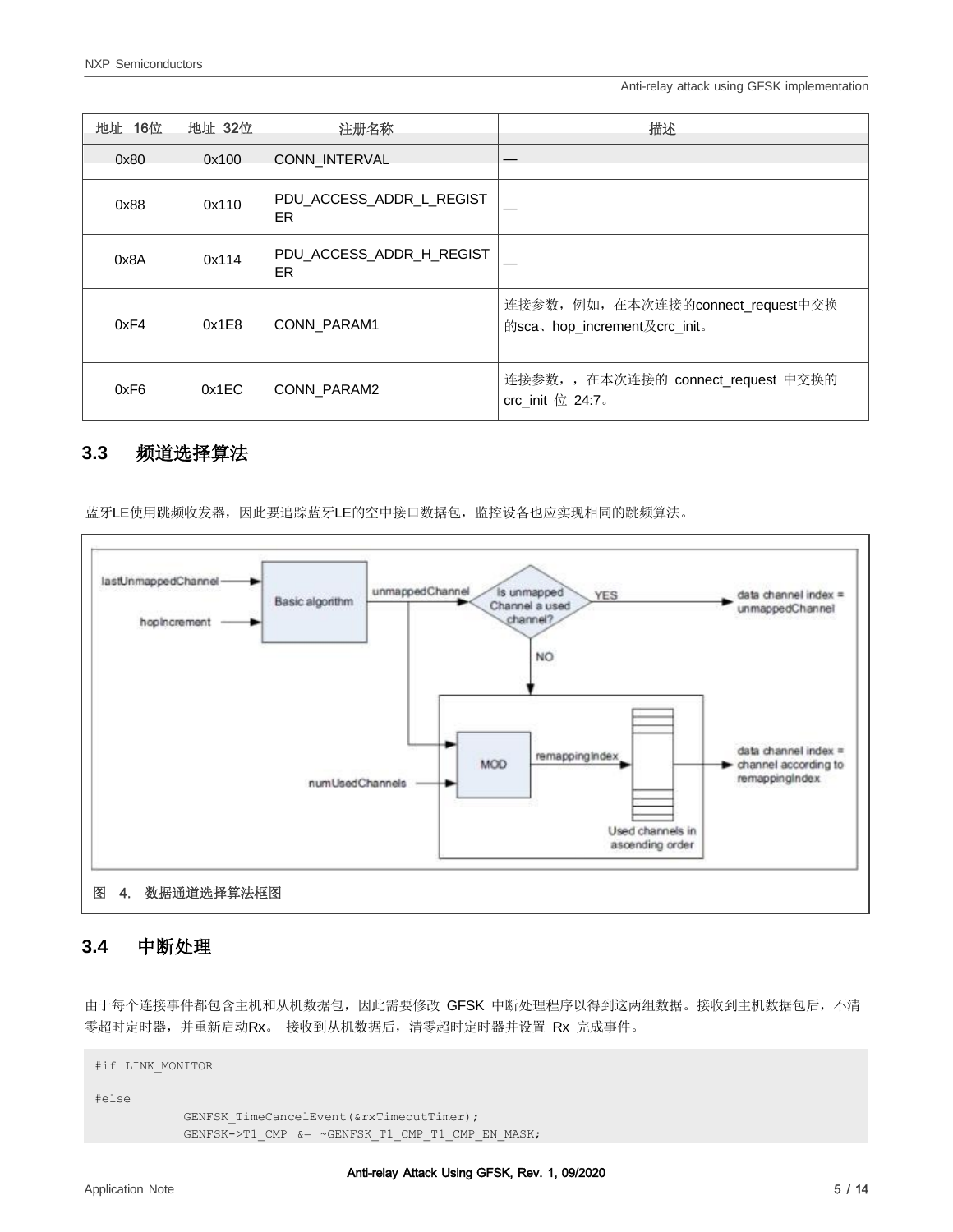| 地址 16位 | 地址 32位 | 注册名称 | 描述 |
| --- | --- | --- | --- |
| 0x80 | 0x100 | CONN_INTERVAL | — |
| 0x88 | 0x110 | PDU_ACCESS_ADDR_L_REGISTER | — |
| 0x8A | 0x114 | PDU_ACCESS_ADDR_H_REGISTER | — |
| 0xF4 | 0x1E8 | CONN_PARAM1 | 连接参数，例如，在本次连接的connect_request中交换的sca、hop_increment及crc_init。 |
| 0xF6 | 0x1EC | CONN_PARAM2 | 连接参数，，在本次连接的 connect_request 中交换的 crc_init 位 24:7。 |

## 3.3 频道选择算法

蓝牙LE使用跳频收发器，因此要追踪蓝牙LE的空中接口数据包，监控设备也应实现相同的跳频算法。

图 4. 数据通道选择算法框图

## 3.4 中断处理

由于每个连接事件都包含主机和从机数据包，因此需要修改 GFSK 中断处理程序以得到这两组数据。接收到主机数据包后，不清零超时定时器，并重新启动Rx。 接收到从机数据后，清零超时定时器并设置 Rx 完成事件。

```
#if LINK_MONITOR

#else
            GENFSK_TimeCancelEvent(&rxTimeoutTimer);
            GENFSK->T1_CMP  &= ~GENFSK_T1_CMP_T1_CMP_EN_MASK;
```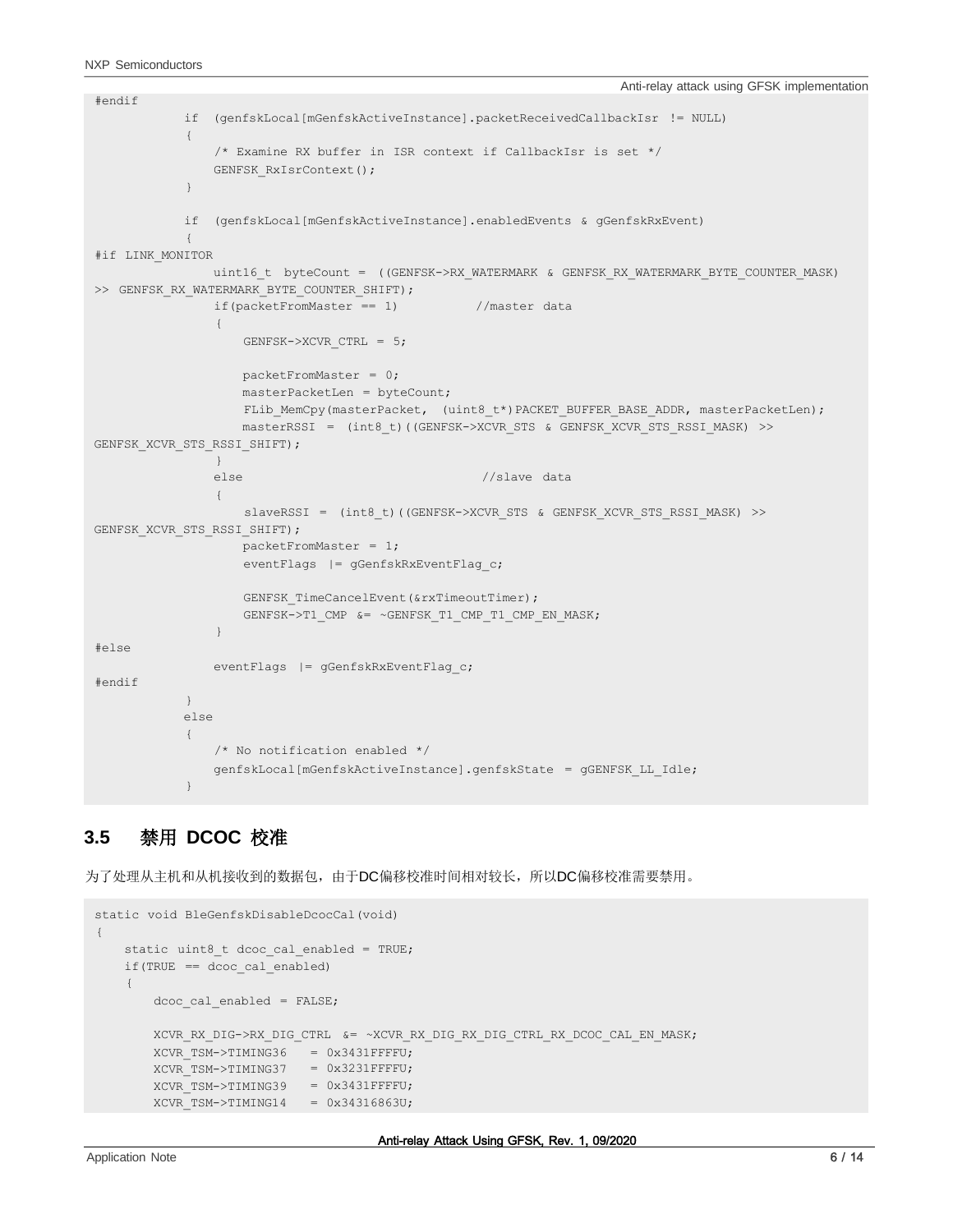```
#endif
            if  (genfskLocal[mGenfskActiveInstance].packetReceivedCallbackIsr  != NULL)
            {
                /* Examine RX buffer in ISR context if CallbackIsr is set */
                GENFSK_RxIsrContext();
            }

            if  (genfskLocal[mGenfskActiveInstance].enabledEvents & gGenfskRxEvent)
            {
#if LINK_MONITOR
                uint16_t  byteCount =  ((GENFSK->RX_WATERMARK & GENFSK_RX_WATERMARK_BYTE_COUNTER_MASK)
>> GENFSK_RX_WATERMARK_BYTE_COUNTER_SHIFT);
                if(packetFromMaster == 1)           //master data
                {
                    GENFSK->XCVR_CTRL = 5;

                    packetFromMaster = 0;
                    masterPacketLen = byteCount;
                    FLib_MemCpy(masterPacket,  (uint8_t*)PACKET_BUFFER_BASE_ADDR, masterPacketLen);
                    masterRSSI =  (int8_t)((GENFSK->XCVR_STS & GENFSK_XCVR_STS_RSSI_MASK) >>
GENFSK_XCVR_STS_RSSI_SHIFT);
                }
                else                                //slave data
                {
                    slaveRSSI =  (int8_t)((GENFSK->XCVR_STS & GENFSK_XCVR_STS_RSSI_MASK) >>
GENFSK_XCVR_STS_RSSI_SHIFT);
                    packetFromMaster = 1;
                    eventFlags |= gGenfskRxEventFlag_c;

                    GENFSK_TimeCancelEvent(&rxTimeoutTimer);
                    GENFSK->T1_CMP &= ~GENFSK_T1_CMP_T1_CMP_EN_MASK;
                }
#else
                eventFlags |= gGenfskRxEventFlag_c;
#endif
            }
            else
            {
                /* No notification enabled */
                genfskLocal[mGenfskActiveInstance].genfskState = gGENFSK_LL_Idle;
            }
```

## 3.5 禁用 DCOC 校准

为了处理从主机和从机接收到的数据包，由于DC偏移校准时间相对较长，所以DC偏移校准需要禁用。

```
static void BleGenfskDisableDcocCal(void)
{
    static uint8_t dcoc_cal_enabled = TRUE;
    if(TRUE == dcoc_cal_enabled)
    {
        dcoc_cal_enabled = FALSE;

        XCVR_RX_DIG->RX_DIG_CTRL  &= ~XCVR_RX_DIG_RX_DIG_CTRL_RX_DCOC_CAL_EN_MASK;
        XCVR_TSM->TIMING36   = 0x3431FFFFU;
        XCVR_TSM->TIMING37   = 0x3231FFFFU;
        XCVR_TSM->TIMING39   = 0x3431FFFFU;
        XCVR_TSM->TIMING14   = 0x34316863U;
```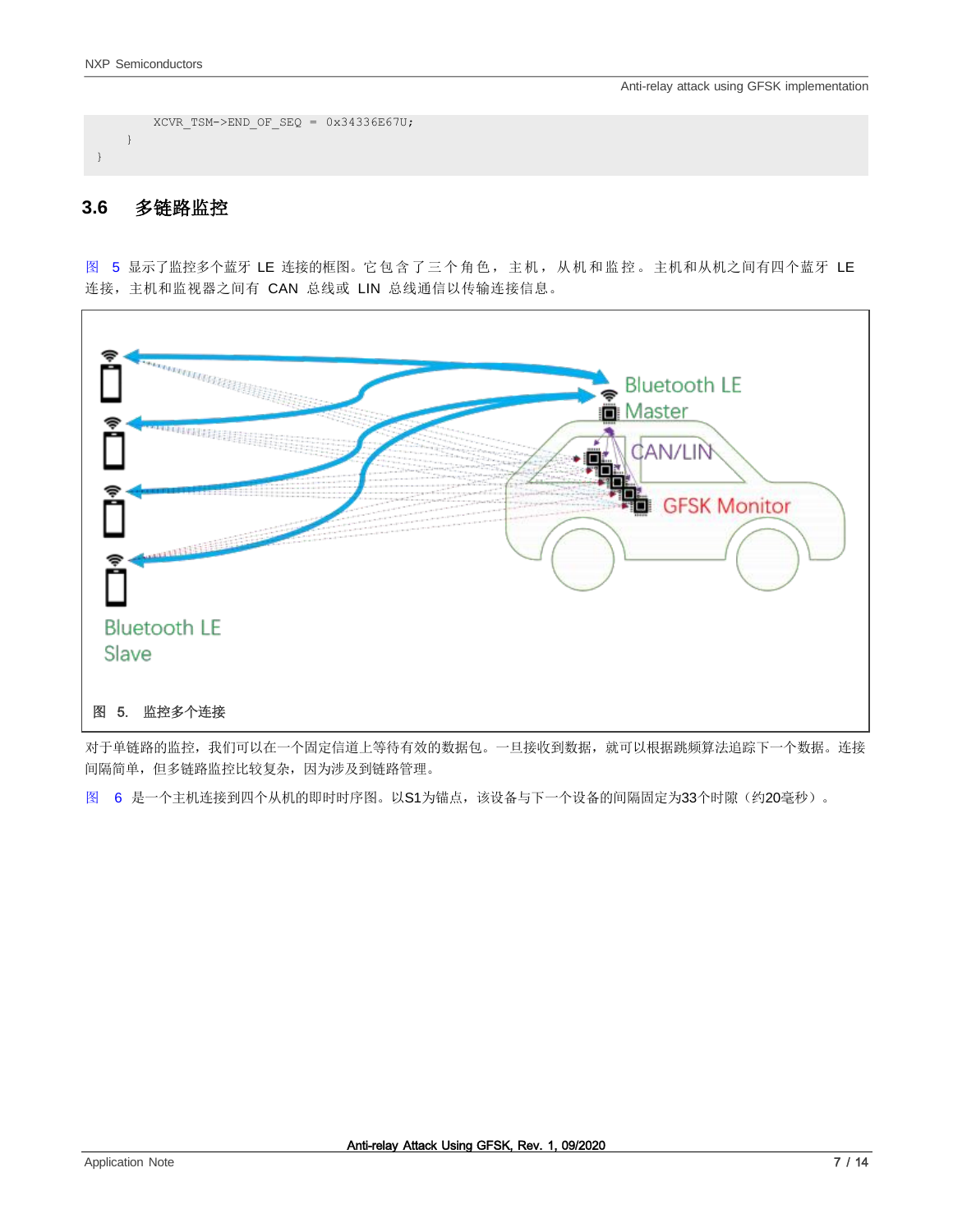```
        XCVR_TSM->END_OF_SEQ = 0x34336E67U;
    }
}
```

### 3.6 多链路监控

图 5 显示了监控多个蓝牙 LE 连接的框图。它包含了三个角色，主机，从机和监控。主机和从机之间有四个蓝牙 LE 连接，主机和监视器之间有 CAN 总线或 LIN 总线通信以传输连接信息。

图 5. 监控多个连接

对于单链路的监控，我们可以在一个固定信道上等待有效的数据包。一旦接收到数据，就可以根据跳频算法追踪下一个数据。连接间隔简单，但多链路监控比较复杂，因为涉及到链路管理。

图 6 是一个主机连接到四个从机的即时时序图。以S1为锚点，该设备与下一个设备的间隔固定为33个时隙（约20毫秒）。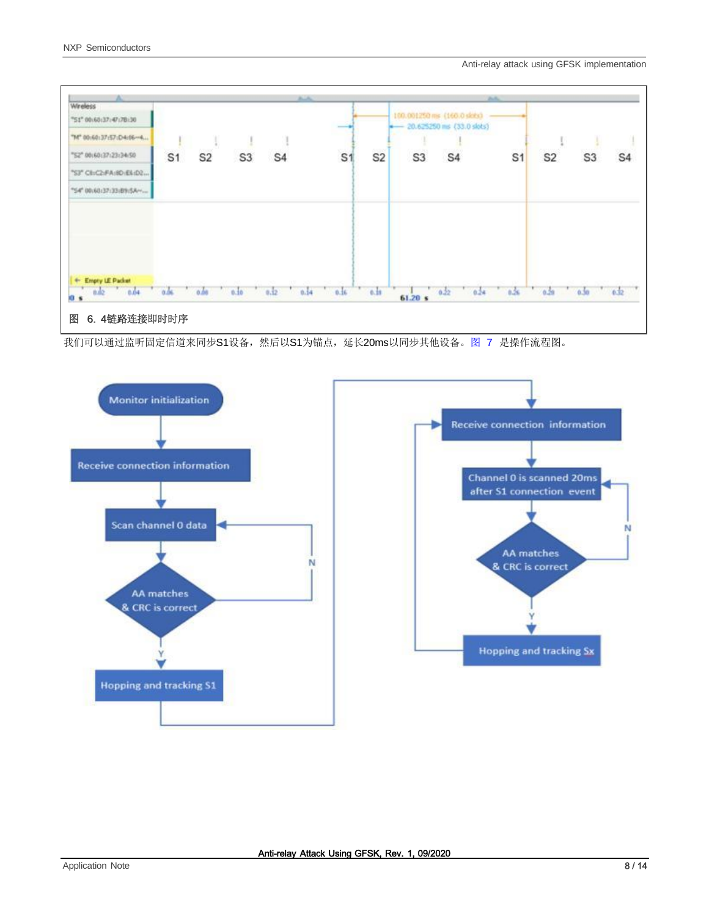图 6. 4链路连接即时时序

我们可以通过监听固定信道来同步S1设备，然后以S1为锚点，延长20ms以同步其他设备。图 7 是操作流程图。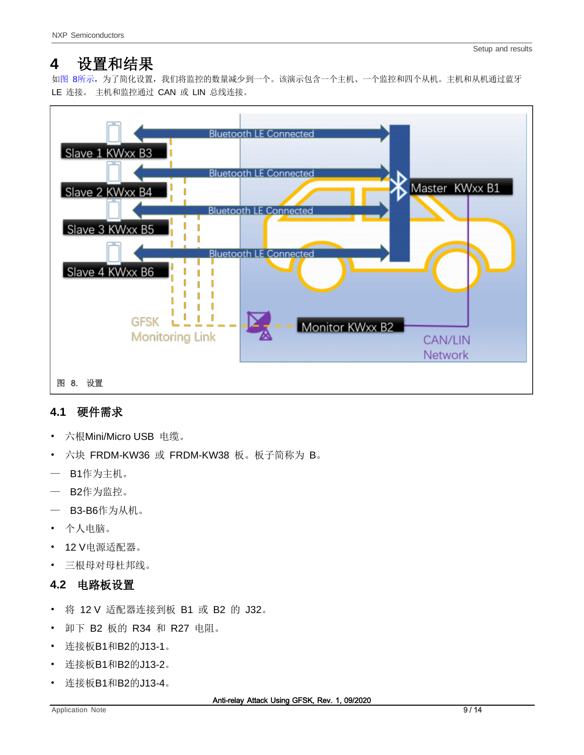# 4 设置和结果

如图 8所示，为了简化设置，我们将监控的数量减少到一个。该演示包含一个主机、一个监控和四个从机。主机和从机通过蓝牙 LE 连接。 主机和监控通过 CAN 或 LIN 总线连接。

图 8. 设置

## 4.1 硬件需求

- 六根Mini/Micro USB 电缆。
- 六块 FRDM-KW36 或 FRDM-KW38 板。板子简称为 B。
  - B1作为主机。
  - B2作为监控。
  - B3-B6作为从机。
- 个人电脑。
- 12 V电源适配器。
- 三根母对母杜邦线。

## 4.2 电路板设置

- 将 12 V 适配器连接到板 B1 或 B2 的 J32。
- 卸下 B2 板的 R34 和 R27 电阻。
- 连接板B1和B2的J13-1。
- 连接板B1和B2的J13-2。
- 连接板B1和B2的J13-4。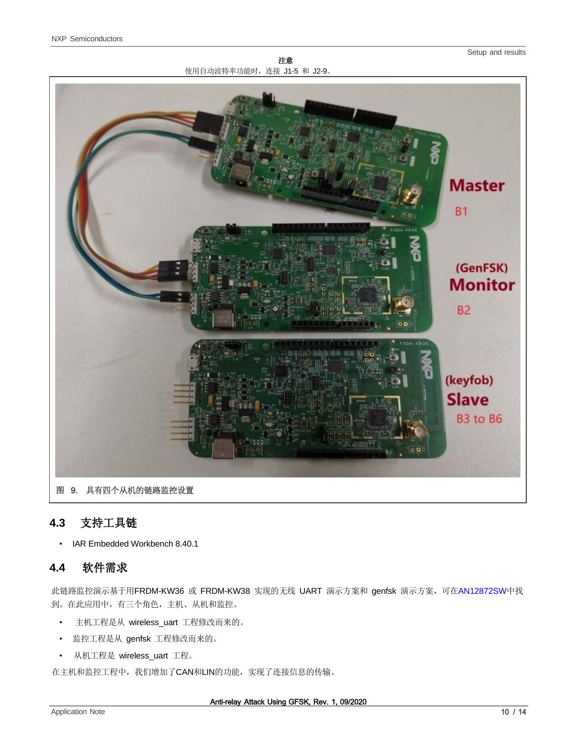**注意**

使用自动波特率功能时，连接 J1-5 和 J2-9。

图 9. 具有四个从机的链路监控设置

## 4.3 支持工具链

- IAR Embedded Workbench 8.40.1

## 4.4 软件需求

此链路监控演示基于用FRDM-KW36 或 FRDM-KW38 实现的无线 UART 演示方案和 genfsk 演示方案，可在AN12872SW中找到。在此应用中，有三个角色，主机、从机和监控。

- 主机工程是从 wireless_uart 工程修改而来的。
- 监控工程是从 genfsk 工程修改而来的。
- 从机工程是 wireless_uart 工程。

在主机和监控工程中，我们增加了CAN和LIN的功能，实现了连接信息的传输。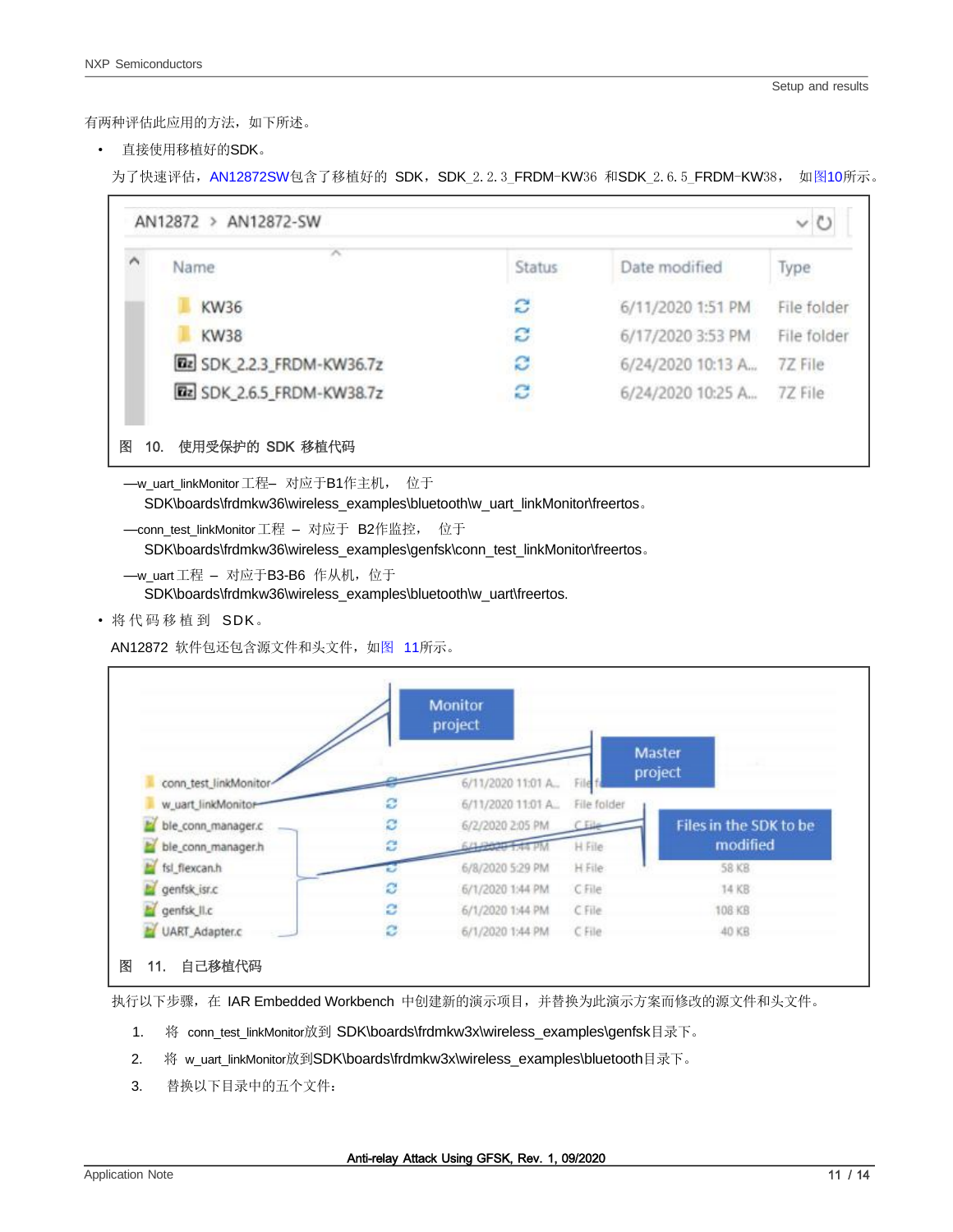有两种评估此应用的方法，如下所述。

- 直接使用移植好的SDK。

  为了快速评估，AN12872SW包含了移植好的 SDK，SDK_2.2.3_FRDM-KW36 和SDK_2.6.5_FRDM-KW38， 如图10所示。

图 10. 使用受保护的 SDK 移植代码

  —w_uart_linkMonitor 工程– 对应于B1作主机， 位于 SDK\boards\frdmkw36\wireless_examples\bluetooth\w_uart_linkMonitor\freertos。

  —conn_test_linkMonitor 工程 – 对应于 B2作监控， 位于 SDK\boards\frdmkw36\wireless_examples\genfsk\conn_test_linkMonitor\freertos。

  —w_uart 工程 – 对应于B3-B6 作从机，位于 SDK\boards\frdmkw36\wireless_examples\bluetooth\w_uart\freertos.

- 将 代 码 移 植 到 SDK。

  AN12872 软件包还包含源文件和头文件，如图 11所示。

图 11. 自己移植代码

执行以下步骤，在 IAR Embedded Workbench 中创建新的演示项目，并替换为此演示方案而修改的源文件和头文件。

1. 将 conn_test_linkMonitor放到 SDK\boards\frdmkw3x\wireless_examples\genfsk目录下。
2. 将 w_uart_linkMonitor放到SDK\boards\frdmkw3x\wireless_examples\bluetooth目录下。
3. 替换以下目录中的五个文件：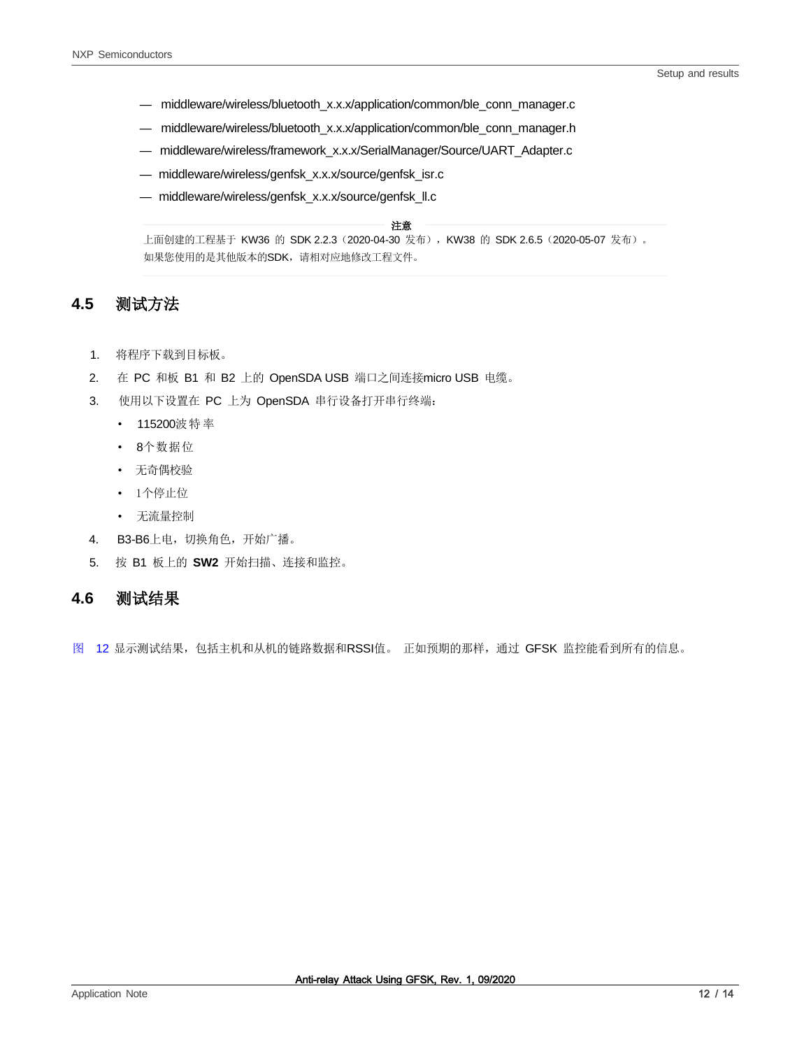— middleware/wireless/bluetooth_x.x.x/application/common/ble_conn_manager.c

— middleware/wireless/bluetooth_x.x.x/application/common/ble_conn_manager.h

— middleware/wireless/framework_x.x.x/SerialManager/Source/UART_Adapter.c

— middleware/wireless/genfsk_x.x.x/source/genfsk_isr.c

— middleware/wireless/genfsk_x.x.x/source/genfsk_ll.c

> **注意**
>
> 上面创建的工程基于 KW36 的 SDK 2.2.3（2020-04-30 发布），KW38 的 SDK 2.6.5（2020-05-07 发布）。如果您使用的是其他版本的SDK，请相对应地修改工程文件。

## 4.5 测试方法

1. 将程序下载到目标板。
2. 在 PC 和板 B1 和 B2 上的 OpenSDA USB 端口之间连接micro USB 电缆。
3. 使用以下设置在 PC 上为 OpenSDA 串行设备打开串行终端：
   - 115200波特率
   - 8个数据位
   - 无奇偶校验
   - 1个停止位
   - 无流量控制
4. B3-B6上电，切换角色，开始广播。
5. 按 B1 板上的 **SW2** 开始扫描、连接和监控。

## 4.6 测试结果

图 12 显示测试结果，包括主机和从机的链路数据和RSSI值。 正如预期的那样，通过 GFSK 监控能看到所有的信息。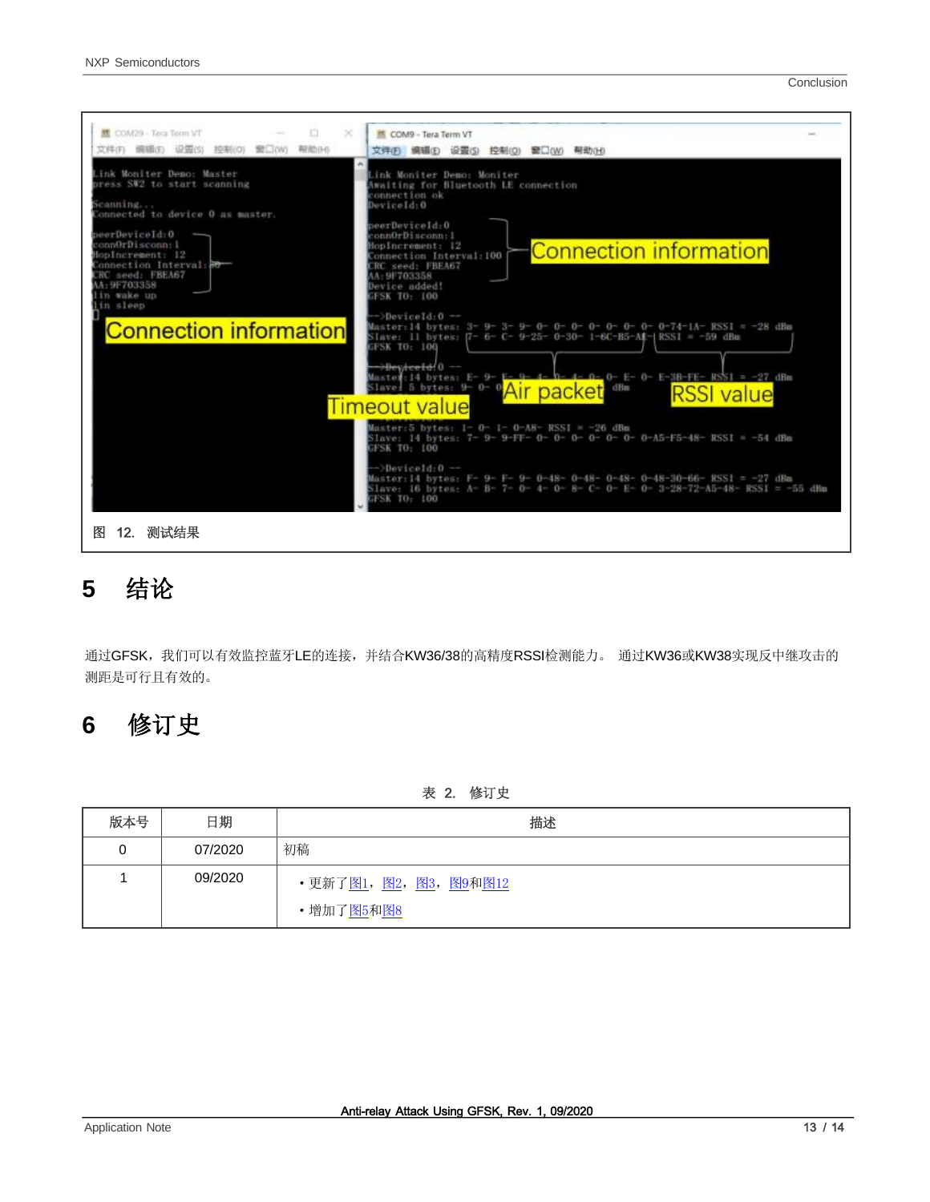图 12. 测试结果

# 5 结论

通过GFSK，我们可以有效监控蓝牙LE的连接，并结合KW36/38的高精度RSSI检测能力。 通过KW36或KW38实现反中继攻击的测距是可行且有效的。

# 6 修订史

表 2. 修订史

| 版本号 | 日期 | 描述 |
| --- | --- | --- |
| 0 | 07/2020 | 初稿 |
| 1 | 09/2020 | • 更新了图1，图2，图3，图9和图12<br>• 增加了图5和图8 |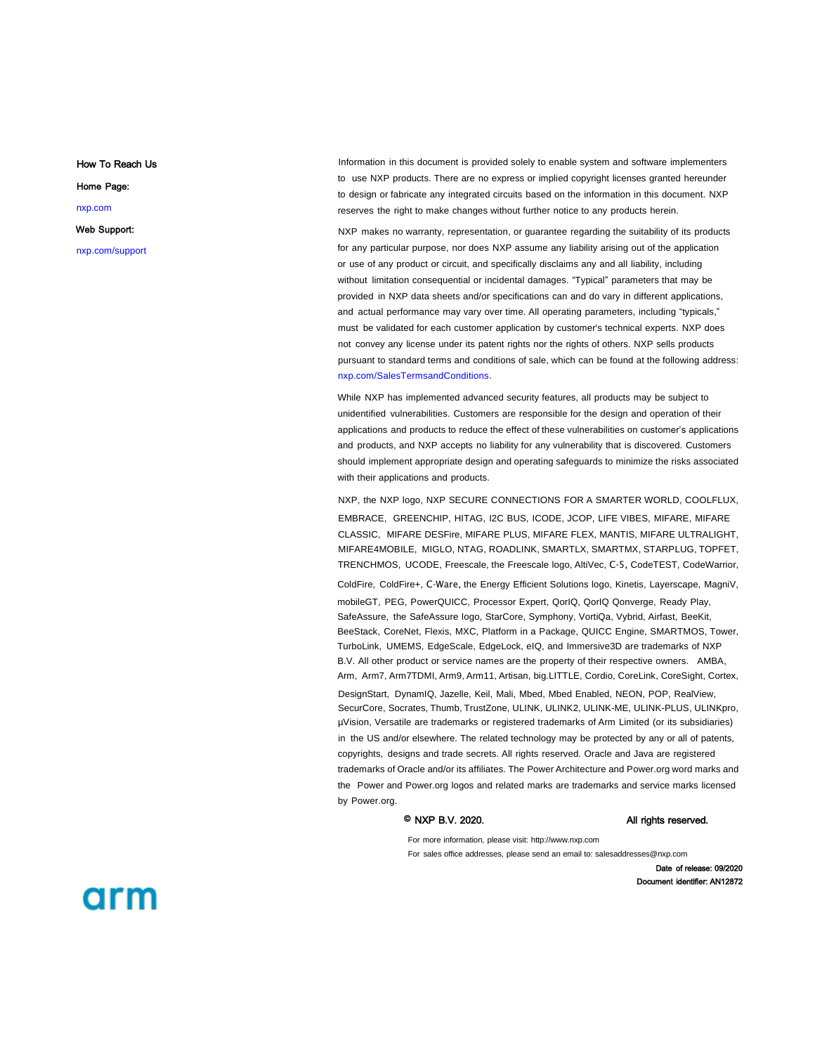**How To Reach Us**

**Home Page:**

nxp.com

**Web Support:**

nxp.com/support

Information in this document is provided solely to enable system and software implementers to use NXP products. There are no express or implied copyright licenses granted hereunder to design or fabricate any integrated circuits based on the information in this document. NXP reserves the right to make changes without further notice to any products herein.

NXP makes no warranty, representation, or guarantee regarding the suitability of its products for any particular purpose, nor does NXP assume any liability arising out of the application or use of any product or circuit, and specifically disclaims any and all liability, including without limitation consequential or incidental damages. "Typical" parameters that may be provided in NXP data sheets and/or specifications can and do vary in different applications, and actual performance may vary over time. All operating parameters, including "typicals," must be validated for each customer application by customer's technical experts. NXP does not convey any license under its patent rights nor the rights of others. NXP sells products pursuant to standard terms and conditions of sale, which can be found at the following address: nxp.com/SalesTermsandConditions.

While NXP has implemented advanced security features, all products may be subject to unidentified vulnerabilities. Customers are responsible for the design and operation of their applications and products to reduce the effect of these vulnerabilities on customer's applications and products, and NXP accepts no liability for any vulnerability that is discovered. Customers should implement appropriate design and operating safeguards to minimize the risks associated with their applications and products.

NXP, the NXP logo, NXP SECURE CONNECTIONS FOR A SMARTER WORLD, COOLFLUX, EMBRACE, GREENCHIP, HITAG, I2C BUS, ICODE, JCOP, LIFE VIBES, MIFARE, MIFARE CLASSIC, MIFARE DESFire, MIFARE PLUS, MIFARE FLEX, MANTIS, MIFARE ULTRALIGHT, MIFARE4MOBILE, MIGLO, NTAG, ROADLINK, SMARTLX, SMARTMX, STARPLUG, TOPFET, TRENCHMOS, UCODE, Freescale, the Freescale logo, AltiVec, C‑5, CodeTEST, CodeWarrior, ColdFire, ColdFire+, C‑Ware, the Energy Efficient Solutions logo, Kinetis, Layerscape, MagniV, mobileGT, PEG, PowerQUICC, Processor Expert, QorIQ, QorIQ Qonverge, Ready Play, SafeAssure, the SafeAssure logo, StarCore, Symphony, VortiQa, Vybrid, Airfast, BeeKit, BeeStack, CoreNet, Flexis, MXC, Platform in a Package, QUICC Engine, SMARTMOS, Tower, TurboLink, UMEMS, EdgeScale, EdgeLock, eIQ, and Immersive3D are trademarks of NXP B.V. All other product or service names are the property of their respective owners. AMBA, Arm, Arm7, Arm7TDMI, Arm9, Arm11, Artisan, big.LITTLE, Cordio, CoreLink, CoreSight, Cortex, DesignStart, DynamIQ, Jazelle, Keil, Mali, Mbed, Mbed Enabled, NEON, POP, RealView, SecurCore, Socrates, Thumb, TrustZone, ULINK, ULINK2, ULINK-ME, ULINK-PLUS, ULINKpro, µVision, Versatile are trademarks or registered trademarks of Arm Limited (or its subsidiaries) in the US and/or elsewhere. The related technology may be protected by any or all of patents, copyrights, designs and trade secrets. All rights reserved. Oracle and Java are registered trademarks of Oracle and/or its affiliates. The Power Architecture and Power.org word marks and the Power and Power.org logos and related marks are trademarks and service marks licensed by Power.org.

**© NXP B.V. 2020. All rights reserved.**

For more information, please visit: http://www.nxp.com

For sales office addresses, please send an email to: salesaddresses@nxp.com

**Date of release: 09/2020**

**Document identifier: AN12872**